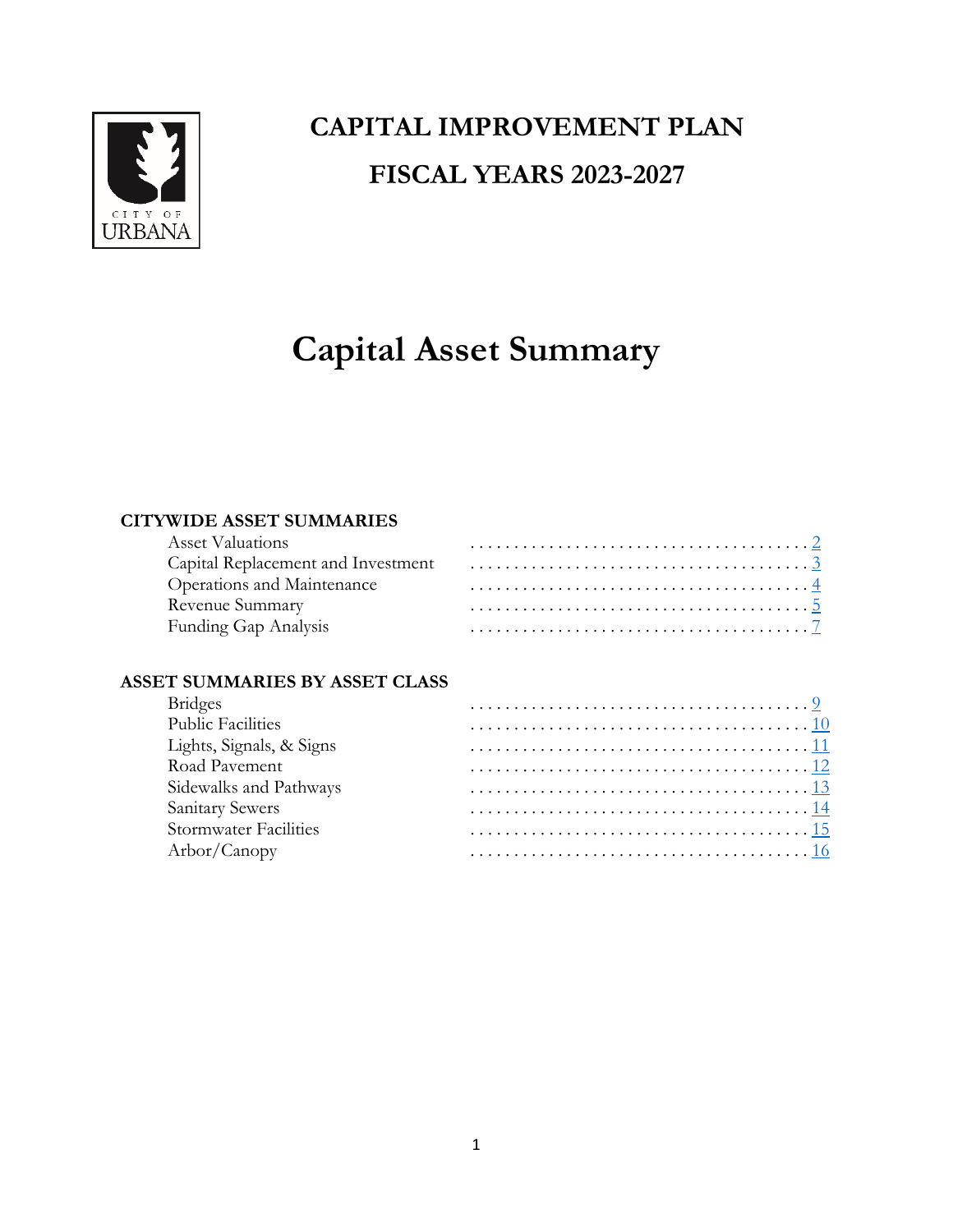CITY OF URBANA

# CAPITAL IMPROVEMENT PLAN

# FISCAL YEARS 2023-2027

# Capital Asset Summary

**CITYWIDE ASSET SUMMARIES**

| | |
|---|---|
| Asset Valuations | 2 |
| Capital Replacement and Investment | 3 |
| Operations and Maintenance | 4 |
| Revenue Summary | 5 |
| Funding Gap Analysis | 7 |

**ASSET SUMMARIES BY ASSET CLASS**

| | |
|---|---|
| Bridges | 9 |
| Public Facilities | 10 |
| Lights, Signals, & Signs | 11 |
| Road Pavement | 12 |
| Sidewalks and Pathways | 13 |
| Sanitary Sewers | 14 |
| Stormwater Facilities | 15 |
| Arbor/Canopy | 16 |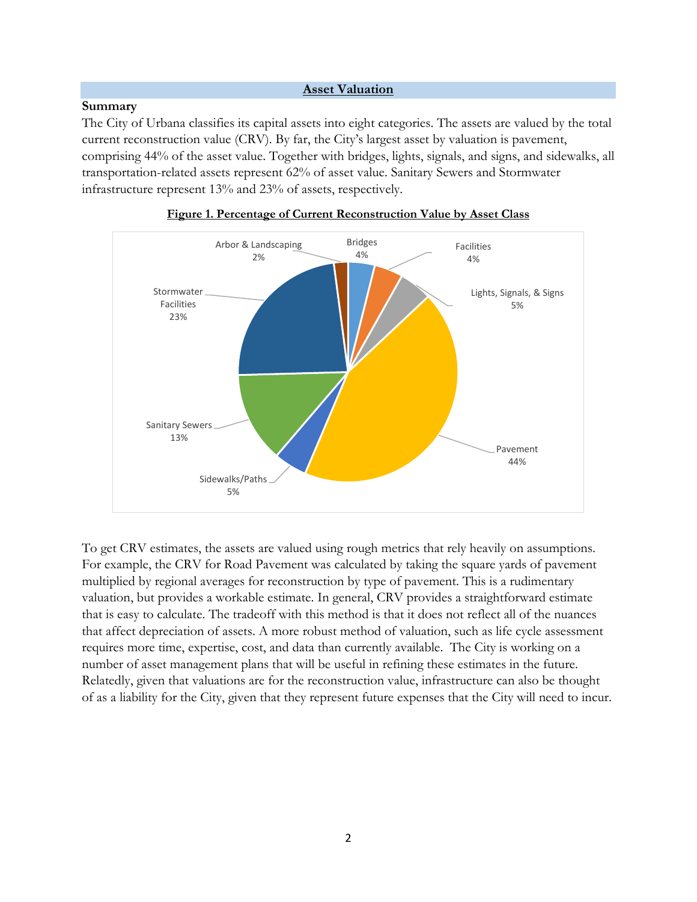## Asset Valuation

### Summary

The City of Urbana classifies its capital assets into eight categories. The assets are valued by the total current reconstruction value (CRV). By far, the City's largest asset by valuation is pavement, comprising 44% of the asset value. Together with bridges, lights, signals, and signs, and sidewalks, all transportation-related assets represent 62% of asset value. Sanitary Sewers and Stormwater infrastructure represent 13% and 23% of assets, respectively.

**Figure 1. Percentage of Current Reconstruction Value by Asset Class**

| Asset Class | Percentage |
| --- | --- |
| Bridges | 4% |
| Facilities | 4% |
| Lights, Signals, & Signs | 5% |
| Pavement | 44% |
| Sidewalks/Paths | 5% |
| Sanitary Sewers | 13% |
| Stormwater Facilities | 23% |
| Arbor & Landscaping | 2% |

To get CRV estimates, the assets are valued using rough metrics that rely heavily on assumptions. For example, the CRV for Road Pavement was calculated by taking the square yards of pavement multiplied by regional averages for reconstruction by type of pavement. This is a rudimentary valuation, but provides a workable estimate. In general, CRV provides a straightforward estimate that is easy to calculate. The tradeoff with this method is that it does not reflect all of the nuances that affect depreciation of assets. A more robust method of valuation, such as life cycle assessment requires more time, expertise, cost, and data than currently available. The City is working on a number of asset management plans that will be useful in refining these estimates in the future. Relatedly, given that valuations are for the reconstruction value, infrastructure can also be thought of as a liability for the City, given that they represent future expenses that the City will need to incur.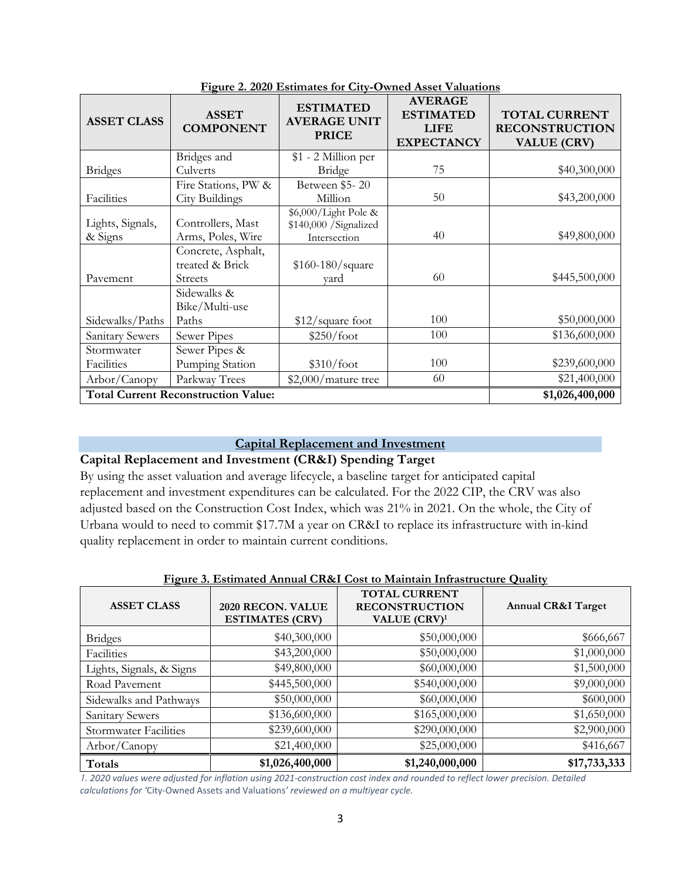**Figure 2. 2020 Estimates for City-Owned Asset Valuations**

| ASSET CLASS | ASSET COMPONENT | ESTIMATED AVERAGE UNIT PRICE | AVERAGE ESTIMATED LIFE EXPECTANCY | TOTAL CURRENT RECONSTRUCTION VALUE (CRV) |
|---|---|---|---|---|
| Bridges | Bridges and Culverts | $1 - 2 Million per Bridge | 75 | $40,300,000 |
| Facilities | Fire Stations, PW & City Buildings | Between $5- 20 Million | 50 | $43,200,000 |
| Lights, Signals, & Signs | Controllers, Mast Arms, Poles, Wire | $6,000/Light Pole & $140,000 /Signalized Intersection | 40 | $49,800,000 |
| Pavement | Concrete, Asphalt, treated & Brick Streets | $160-180/square yard | 60 | $445,500,000 |
| Sidewalks/Paths | Sidewalks & Bike/Multi-use Paths | $12/square foot | 100 | $50,000,000 |
| Sanitary Sewers | Sewer Pipes | $250/foot | 100 | $136,600,000 |
| Stormwater Facilities | Sewer Pipes & Pumping Station | $310/foot | 100 | $239,600,000 |
| Arbor/Canopy | Parkway Trees | $2,000/mature tree | 60 | $21,400,000 |
| **Total Current Reconstruction Value:** | | | | **$1,026,400,000** |

## Capital Replacement and Investment

### Capital Replacement and Investment (CR&I) Spending Target

By using the asset valuation and average lifecycle, a baseline target for anticipated capital replacement and investment expenditures can be calculated. For the 2022 CIP, the CRV was also adjusted based on the Construction Cost Index, which was 21% in 2021. On the whole, the City of Urbana would to need to commit $17.7M a year on CR&I to replace its infrastructure with in-kind quality replacement in order to maintain current conditions.

**Figure 3. Estimated Annual CR&I Cost to Maintain Infrastructure Quality**

| ASSET CLASS | 2020 RECON. VALUE ESTIMATES (CRV) | TOTAL CURRENT RECONSTRUCTION VALUE (CRV)[1] | Annual CR&I Target |
|---|---|---|---|
| Bridges | $40,300,000 | $50,000,000 | $666,667 |
| Facilities | $43,200,000 | $50,000,000 | $1,000,000 |
| Lights, Signals, & Signs | $49,800,000 | $60,000,000 | $1,500,000 |
| Road Pavement | $445,500,000 | $540,000,000 | $9,000,000 |
| Sidewalks and Pathways | $50,000,000 | $60,000,000 | $600,000 |
| Sanitary Sewers | $136,600,000 | $165,000,000 | $1,650,000 |
| Stormwater Facilities | $239,600,000 | $290,000,000 | $2,900,000 |
| Arbor/Canopy | $21,400,000 | $25,000,000 | $416,667 |
| **Totals** | **$1,026,400,000** | **$1,240,000,000** | **$17,733,333** |

*1. 2020 values were adjusted for inflation using 2021-construction cost index and rounded to reflect lower precision. Detailed calculations for '*City-Owned Assets and Valuations*' reviewed on a multiyear cycle.*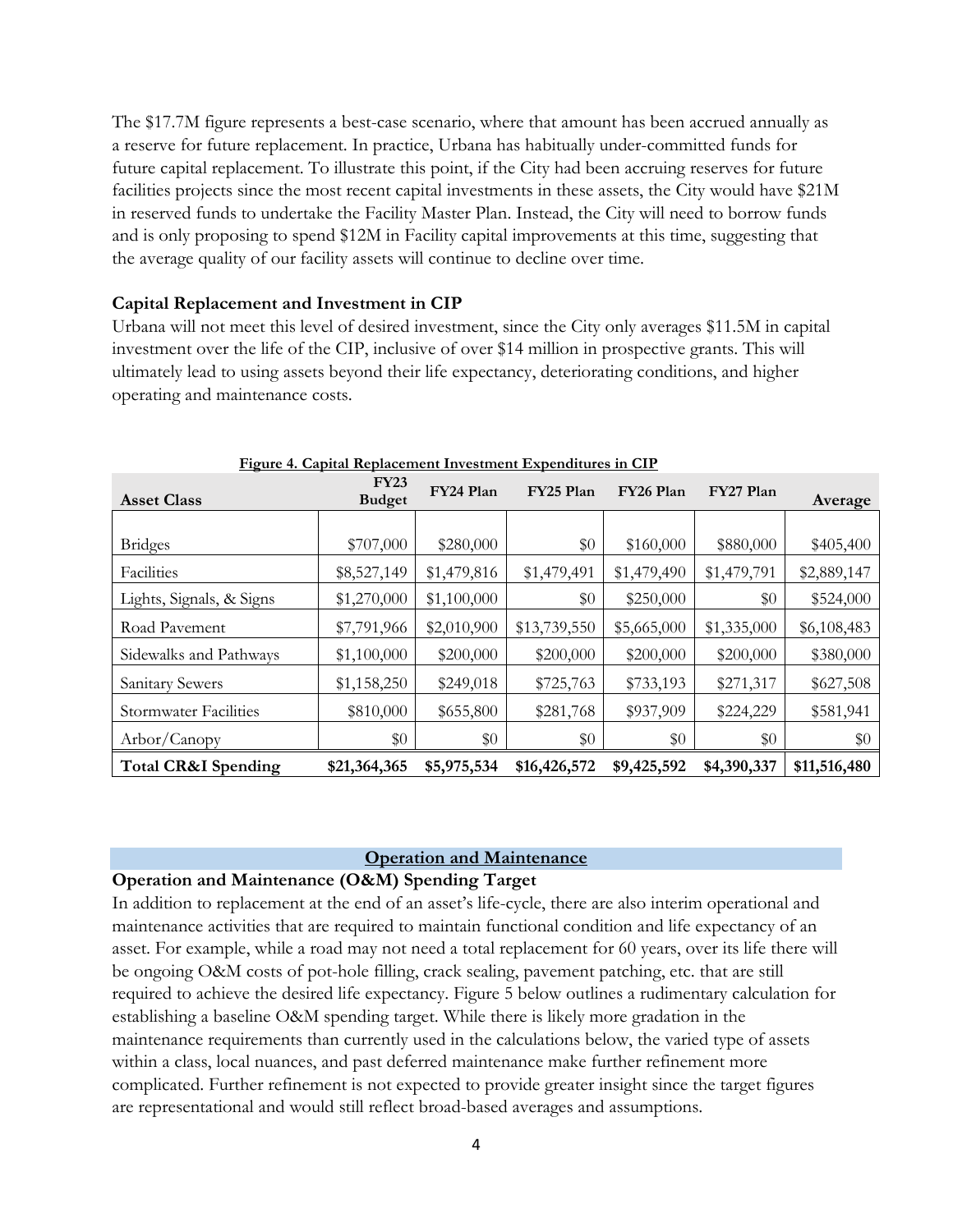The $17.7M figure represents a best-case scenario, where that amount has been accrued annually as a reserve for future replacement. In practice, Urbana has habitually under-committed funds for future capital replacement. To illustrate this point, if the City had been accruing reserves for future facilities projects since the most recent capital investments in these assets, the City would have $21M in reserved funds to undertake the Facility Master Plan. Instead, the City will need to borrow funds and is only proposing to spend $12M in Facility capital improvements at this time, suggesting that the average quality of our facility assets will continue to decline over time.

**Capital Replacement and Investment in CIP**

Urbana will not meet this level of desired investment, since the City only averages $11.5M in capital investment over the life of the CIP, inclusive of over $14 million in prospective grants. This will ultimately lead to using assets beyond their life expectancy, deteriorating conditions, and higher operating and maintenance costs.

**Figure 4. Capital Replacement Investment Expenditures in CIP**

| Asset Class | FY23 Budget | FY24 Plan | FY25 Plan | FY26 Plan | FY27 Plan | Average |
|---|---|---|---|---|---|---|
| Bridges | $707,000 | $280,000 | $0 | $160,000 | $880,000 | $405,400 |
| Facilities | $8,527,149 | $1,479,816 | $1,479,491 | $1,479,490 | $1,479,791 | $2,889,147 |
| Lights, Signals, & Signs | $1,270,000 | $1,100,000 | $0 | $250,000 | $0 | $524,000 |
| Road Pavement | $7,791,966 | $2,010,900 | $13,739,550 | $5,665,000 | $1,335,000 | $6,108,483 |
| Sidewalks and Pathways | $1,100,000 | $200,000 | $200,000 | $200,000 | $200,000 | $380,000 |
| Sanitary Sewers | $1,158,250 | $249,018 | $725,763 | $733,193 | $271,317 | $627,508 |
| Stormwater Facilities | $810,000 | $655,800 | $281,768 | $937,909 | $224,229 | $581,941 |
| Arbor/Canopy | $0 | $0 | $0 | $0 | $0 | $0 |
| **Total CR&I Spending** | **$21,364,365** | **$5,975,534** | **$16,426,572** | **$9,425,592** | **$4,390,337** | **$11,516,480** |

## Operation and Maintenance

**Operation and Maintenance (O&M) Spending Target**

In addition to replacement at the end of an asset's life-cycle, there are also interim operational and maintenance activities that are required to maintain functional condition and life expectancy of an asset. For example, while a road may not need a total replacement for 60 years, over its life there will be ongoing O&M costs of pot-hole filling, crack sealing, pavement patching, etc. that are still required to achieve the desired life expectancy. Figure 5 below outlines a rudimentary calculation for establishing a baseline O&M spending target. While there is likely more gradation in the maintenance requirements than currently used in the calculations below, the varied type of assets within a class, local nuances, and past deferred maintenance make further refinement more complicated. Further refinement is not expected to provide greater insight since the target figures are representational and would still reflect broad-based averages and assumptions.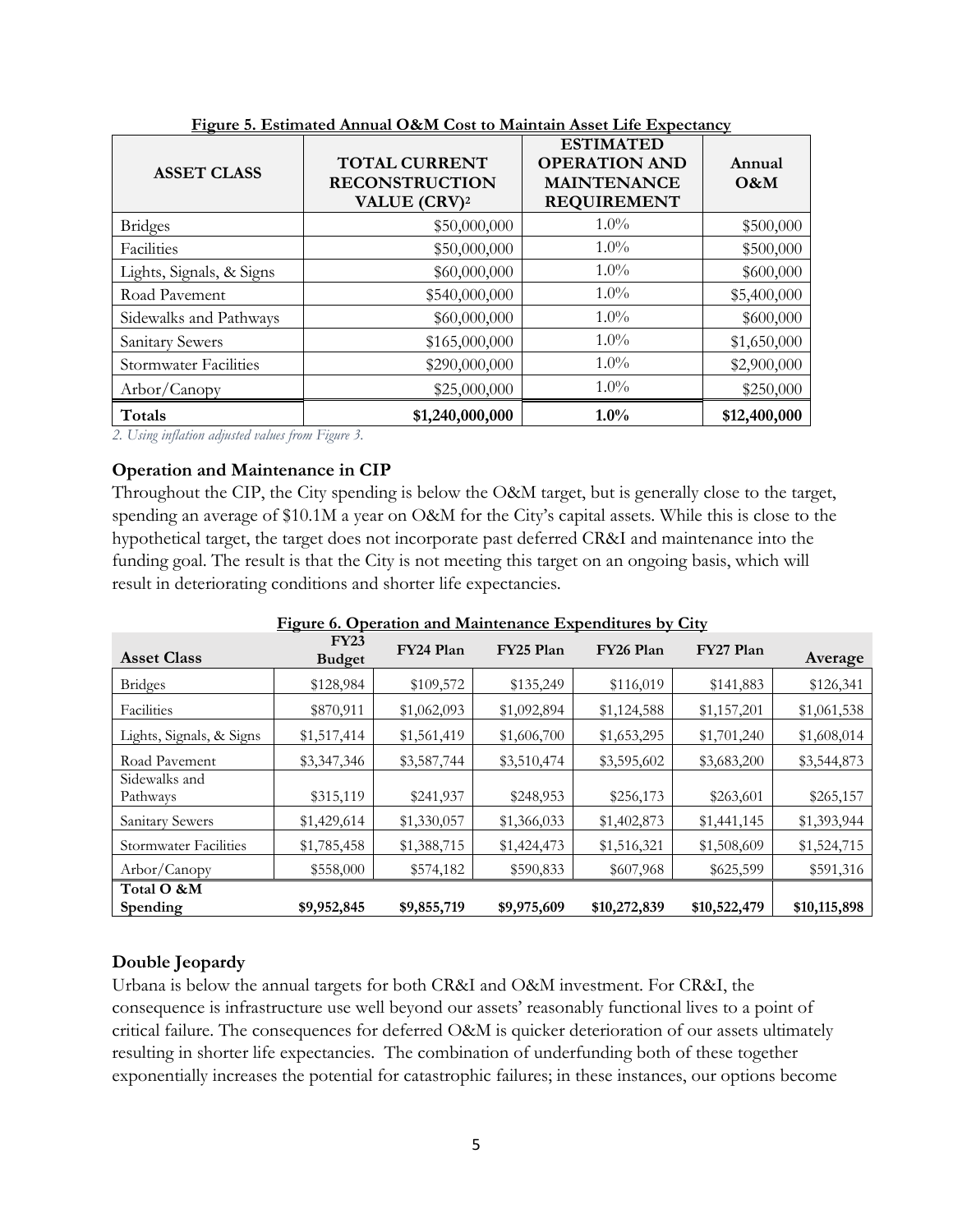**Figure 5. Estimated Annual O&M Cost to Maintain Asset Life Expectancy**

| ASSET CLASS | TOTAL CURRENT RECONSTRUCTION VALUE (CRV)[2] | ESTIMATED OPERATION AND MAINTENANCE REQUIREMENT | Annual O&M |
|---|---|---|---|
| Bridges | $50,000,000 | 1.0% | $500,000 |
| Facilities | $50,000,000 | 1.0% | $500,000 |
| Lights, Signals, & Signs | $60,000,000 | 1.0% | $600,000 |
| Road Pavement | $540,000,000 | 1.0% | $5,400,000 |
| Sidewalks and Pathways | $60,000,000 | 1.0% | $600,000 |
| Sanitary Sewers | $165,000,000 | 1.0% | $1,650,000 |
| Stormwater Facilities | $290,000,000 | 1.0% | $2,900,000 |
| Arbor/Canopy | $25,000,000 | 1.0% | $250,000 |
| **Totals** | **$1,240,000,000** | **1.0%** | **$12,400,000** |

*2. Using inflation adjusted values from Figure 3.*

### Operation and Maintenance in CIP

Throughout the CIP, the City spending is below the O&M target, but is generally close to the target, spending an average of $10.1M a year on O&M for the City's capital assets. While this is close to the hypothetical target, the target does not incorporate past deferred CR&I and maintenance into the funding goal. The result is that the City is not meeting this target on an ongoing basis, which will result in deteriorating conditions and shorter life expectancies.

**Figure 6. Operation and Maintenance Expenditures by City**

| Asset Class | FY23 Budget | FY24 Plan | FY25 Plan | FY26 Plan | FY27 Plan | Average |
|---|---|---|---|---|---|---|
| Bridges | $128,984 | $109,572 | $135,249 | $116,019 | $141,883 | $126,341 |
| Facilities | $870,911 | $1,062,093 | $1,092,894 | $1,124,588 | $1,157,201 | $1,061,538 |
| Lights, Signals, & Signs | $1,517,414 | $1,561,419 | $1,606,700 | $1,653,295 | $1,701,240 | $1,608,014 |
| Road Pavement | $3,347,346 | $3,587,744 | $3,510,474 | $3,595,602 | $3,683,200 | $3,544,873 |
| Sidewalks and Pathways | $315,119 | $241,937 | $248,953 | $256,173 | $263,601 | $265,157 |
| Sanitary Sewers | $1,429,614 | $1,330,057 | $1,366,033 | $1,402,873 | $1,441,145 | $1,393,944 |
| Stormwater Facilities | $1,785,458 | $1,388,715 | $1,424,473 | $1,516,321 | $1,508,609 | $1,524,715 |
| Arbor/Canopy | $558,000 | $574,182 | $590,833 | $607,968 | $625,599 | $591,316 |
| **Total O &M Spending** | **$9,952,845** | **$9,855,719** | **$9,975,609** | **$10,272,839** | **$10,522,479** | **$10,115,898** |

### Double Jeopardy

Urbana is below the annual targets for both CR&I and O&M investment. For CR&I, the consequence is infrastructure use well beyond our assets' reasonably functional lives to a point of critical failure. The consequences for deferred O&M is quicker deterioration of our assets ultimately resulting in shorter life expectancies. The combination of underfunding both of these together exponentially increases the potential for catastrophic failures; in these instances, our options become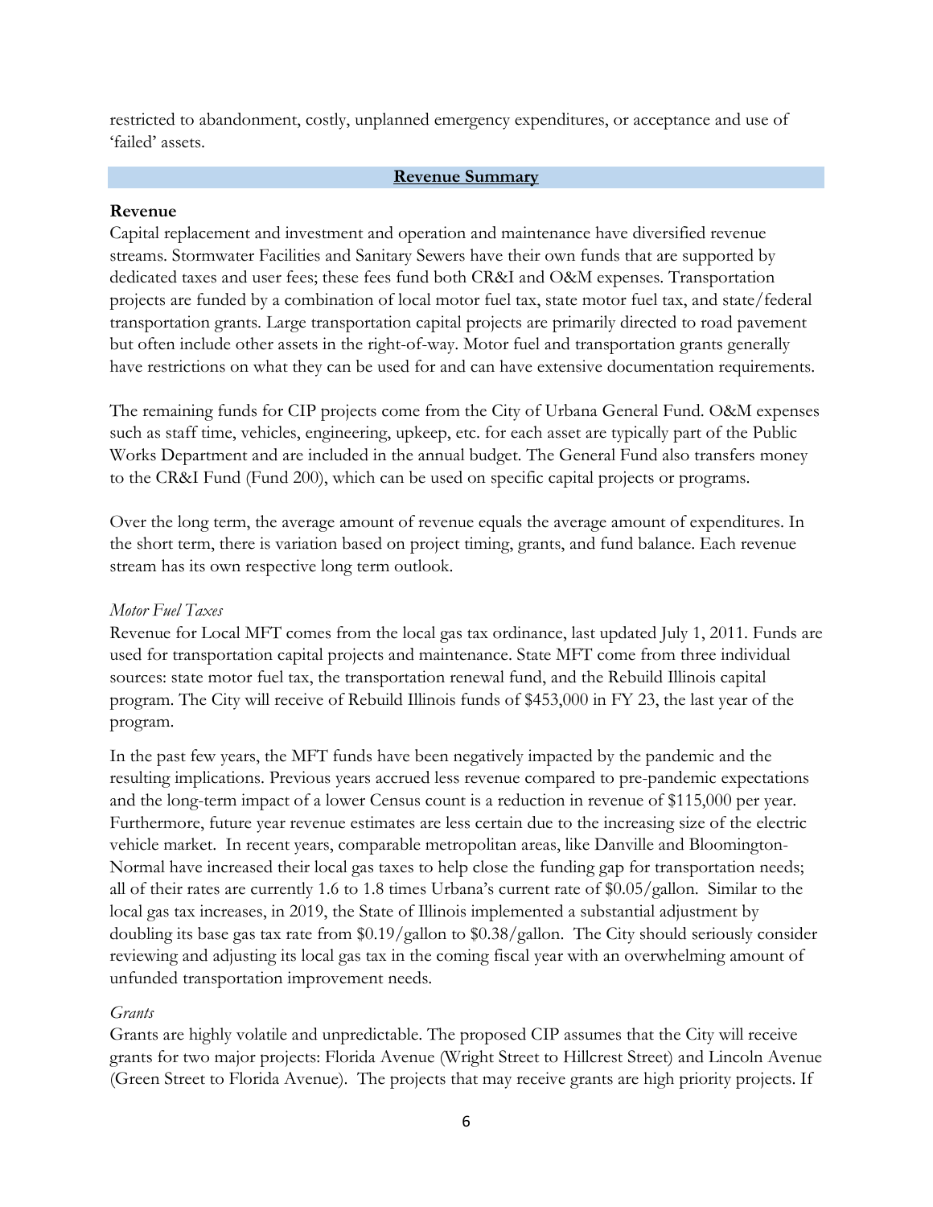restricted to abandonment, costly, unplanned emergency expenditures, or acceptance and use of 'failed' assets.

## Revenue Summary

**Revenue**

Capital replacement and investment and operation and maintenance have diversified revenue streams. Stormwater Facilities and Sanitary Sewers have their own funds that are supported by dedicated taxes and user fees; these fees fund both CR&I and O&M expenses. Transportation projects are funded by a combination of local motor fuel tax, state motor fuel tax, and state/federal transportation grants. Large transportation capital projects are primarily directed to road pavement but often include other assets in the right-of-way. Motor fuel and transportation grants generally have restrictions on what they can be used for and can have extensive documentation requirements.

The remaining funds for CIP projects come from the City of Urbana General Fund. O&M expenses such as staff time, vehicles, engineering, upkeep, etc. for each asset are typically part of the Public Works Department and are included in the annual budget. The General Fund also transfers money to the CR&I Fund (Fund 200), which can be used on specific capital projects or programs.

Over the long term, the average amount of revenue equals the average amount of expenditures. In the short term, there is variation based on project timing, grants, and fund balance. Each revenue stream has its own respective long term outlook.

*Motor Fuel Taxes*

Revenue for Local MFT comes from the local gas tax ordinance, last updated July 1, 2011. Funds are used for transportation capital projects and maintenance. State MFT come from three individual sources: state motor fuel tax, the transportation renewal fund, and the Rebuild Illinois capital program. The City will receive of Rebuild Illinois funds of $453,000 in FY 23, the last year of the program.

In the past few years, the MFT funds have been negatively impacted by the pandemic and the resulting implications. Previous years accrued less revenue compared to pre-pandemic expectations and the long-term impact of a lower Census count is a reduction in revenue of $115,000 per year. Furthermore, future year revenue estimates are less certain due to the increasing size of the electric vehicle market. In recent years, comparable metropolitan areas, like Danville and Bloomington-Normal have increased their local gas taxes to help close the funding gap for transportation needs; all of their rates are currently 1.6 to 1.8 times Urbana's current rate of $0.05/gallon. Similar to the local gas tax increases, in 2019, the State of Illinois implemented a substantial adjustment by doubling its base gas tax rate from $0.19/gallon to $0.38/gallon. The City should seriously consider reviewing and adjusting its local gas tax in the coming fiscal year with an overwhelming amount of unfunded transportation improvement needs.

*Grants*

Grants are highly volatile and unpredictable. The proposed CIP assumes that the City will receive grants for two major projects: Florida Avenue (Wright Street to Hillcrest Street) and Lincoln Avenue (Green Street to Florida Avenue). The projects that may receive grants are high priority projects. If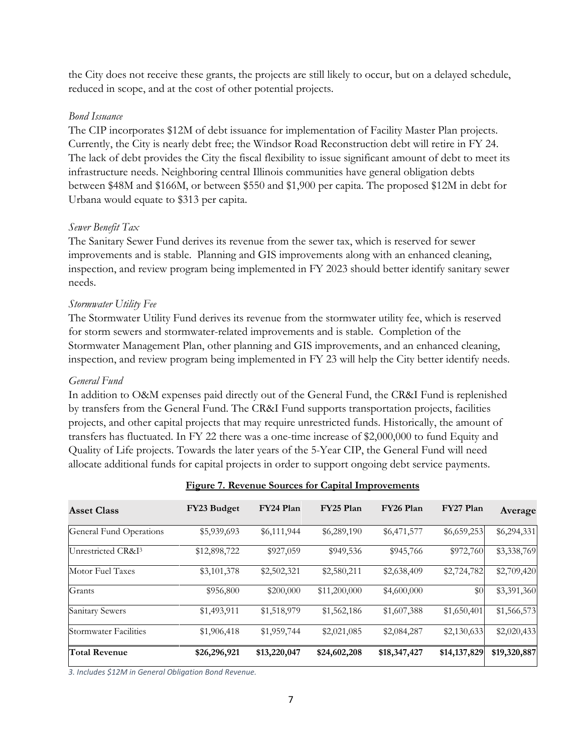the City does not receive these grants, the projects are still likely to occur, but on a delayed schedule, reduced in scope, and at the cost of other potential projects.

*Bond Issuance*

The CIP incorporates $12M of debt issuance for implementation of Facility Master Plan projects. Currently, the City is nearly debt free; the Windsor Road Reconstruction debt will retire in FY 24. The lack of debt provides the City the fiscal flexibility to issue significant amount of debt to meet its infrastructure needs. Neighboring central Illinois communities have general obligation debts between $48M and $166M, or between $550 and $1,900 per capita. The proposed $12M in debt for Urbana would equate to $313 per capita.

*Sewer Benefit Tax*

The Sanitary Sewer Fund derives its revenue from the sewer tax, which is reserved for sewer improvements and is stable. Planning and GIS improvements along with an enhanced cleaning, inspection, and review program being implemented in FY 2023 should better identify sanitary sewer needs.

*Stormwater Utility Fee*

The Stormwater Utility Fund derives its revenue from the stormwater utility fee, which is reserved for storm sewers and stormwater-related improvements and is stable. Completion of the Stormwater Management Plan, other planning and GIS improvements, and an enhanced cleaning, inspection, and review program being implemented in FY 23 will help the City better identify needs.

*General Fund*

In addition to O&M expenses paid directly out of the General Fund, the CR&I Fund is replenished by transfers from the General Fund. The CR&I Fund supports transportation projects, facilities projects, and other capital projects that may require unrestricted funds. Historically, the amount of transfers has fluctuated. In FY 22 there was a one-time increase of $2,000,000 to fund Equity and Quality of Life projects. Towards the later years of the 5-Year CIP, the General Fund will need allocate additional funds for capital projects in order to support ongoing debt service payments.

**Figure 7. Revenue Sources for Capital Improvements**

| Asset Class | FY23 Budget | FY24 Plan | FY25 Plan | FY26 Plan | FY27 Plan | Average |
|---|---|---|---|---|---|---|
| General Fund Operations | $5,939,693 | $6,111,944 | $6,289,190 | $6,471,577 | $6,659,253 | $6,294,331 |
| Unrestricted CR&I[3] | $12,898,722 | $927,059 | $949,536 | $945,766 | $972,760 | $3,338,769 |
| Motor Fuel Taxes | $3,101,378 | $2,502,321 | $2,580,211 | $2,638,409 | $2,724,782 | $2,709,420 |
| Grants | $956,800 | $200,000 | $11,200,000 | $4,600,000 | $0 | $3,391,360 |
| Sanitary Sewers | $1,493,911 | $1,518,979 | $1,562,186 | $1,607,388 | $1,650,401 | $1,566,573 |
| Stormwater Facilities | $1,906,418 | $1,959,744 | $2,021,085 | $2,084,287 | $2,130,633 | $2,020,433 |
| **Total Revenue** | **$26,296,921** | **$13,220,047** | **$24,602,208** | **$18,347,427** | **$14,137,829** | **$19,320,887** |

*3. Includes $12M in General Obligation Bond Revenue.*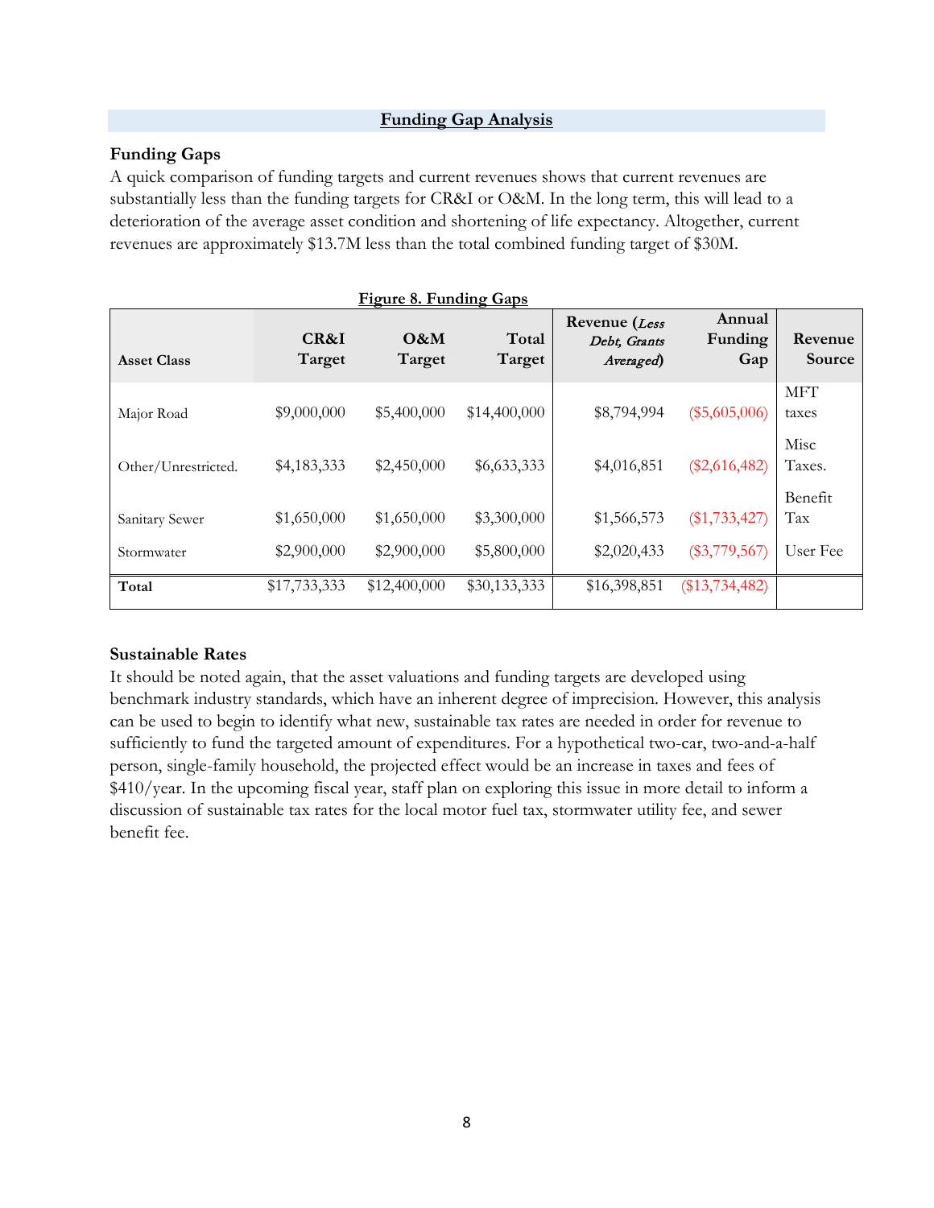## Funding Gap Analysis

### Funding Gaps

A quick comparison of funding targets and current revenues shows that current revenues are substantially less than the funding targets for CR&I or O&M. In the long term, this will lead to a deterioration of the average asset condition and shortening of life expectancy. Altogether, current revenues are approximately $13.7M less than the total combined funding target of $30M.

**Figure 8. Funding Gaps**

| Asset Class | CR&I Target | O&M Target | Total Target | Revenue (*Less Debt, Grants Averaged*) | Annual Funding Gap | Revenue Source |
|---|---|---|---|---|---|---|
| Major Road | $9,000,000 | $5,400,000 | $14,400,000 | $8,794,994 | ($5,605,006) | MFT taxes |
| Other/Unrestricted. | $4,183,333 | $2,450,000 | $6,633,333 | $4,016,851 | ($2,616,482) | Misc Taxes. |
| Sanitary Sewer | $1,650,000 | $1,650,000 | $3,300,000 | $1,566,573 | ($1,733,427) | Benefit Tax |
| Stormwater | $2,900,000 | $2,900,000 | $5,800,000 | $2,020,433 | ($3,779,567) | User Fee |
| **Total** | $17,733,333 | $12,400,000 | $30,133,333 | $16,398,851 | ($13,734,482) | |

### Sustainable Rates

It should be noted again, that the asset valuations and funding targets are developed using benchmark industry standards, which have an inherent degree of imprecision. However, this analysis can be used to begin to identify what new, sustainable tax rates are needed in order for revenue to sufficiently to fund the targeted amount of expenditures. For a hypothetical two-car, two-and-a-half person, single-family household, the projected effect would be an increase in taxes and fees of $410/year. In the upcoming fiscal year, staff plan on exploring this issue in more detail to inform a discussion of sustainable tax rates for the local motor fuel tax, stormwater utility fee, and sewer benefit fee.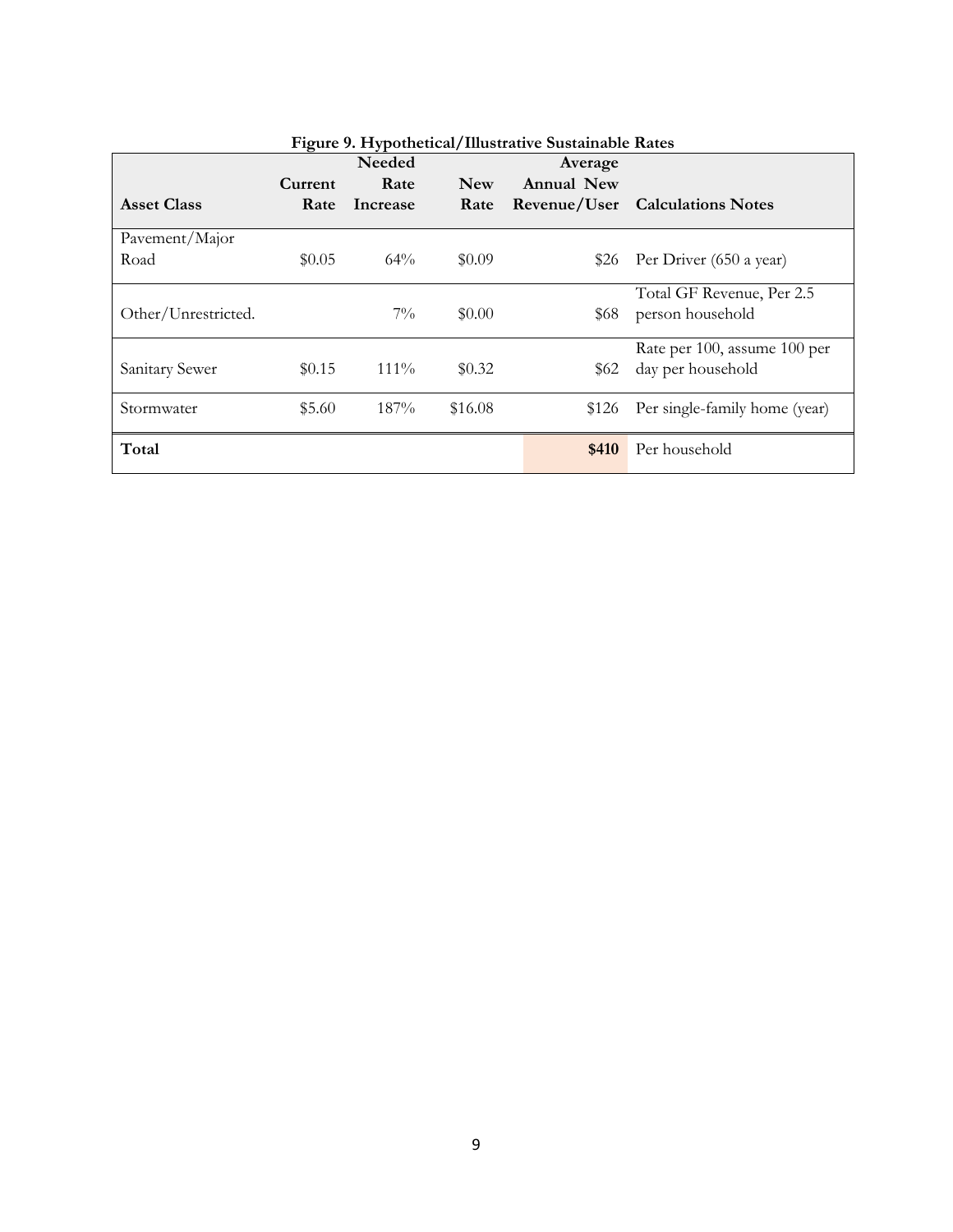**Figure 9. Hypothetical/Illustrative Sustainable Rates**

| Asset Class | Current Rate | Needed Rate Increase | New Rate | Average Annual New Revenue/User | Calculations Notes |
|---|---|---|---|---|---|
| Pavement/Major Road | $0.05 | 64% | $0.09 | $26 | Per Driver (650 a year) |
| Other/Unrestricted. | | 7% | $0.00 | $68 | Total GF Revenue, Per 2.5 person household |
| Sanitary Sewer | $0.15 | 111% | $0.32 | $62 | Rate per 100, assume 100 per day per household |
| Stormwater | $5.60 | 187% | $16.08 | $126 | Per single-family home (year) |
| **Total** | | | | **$410** | Per household |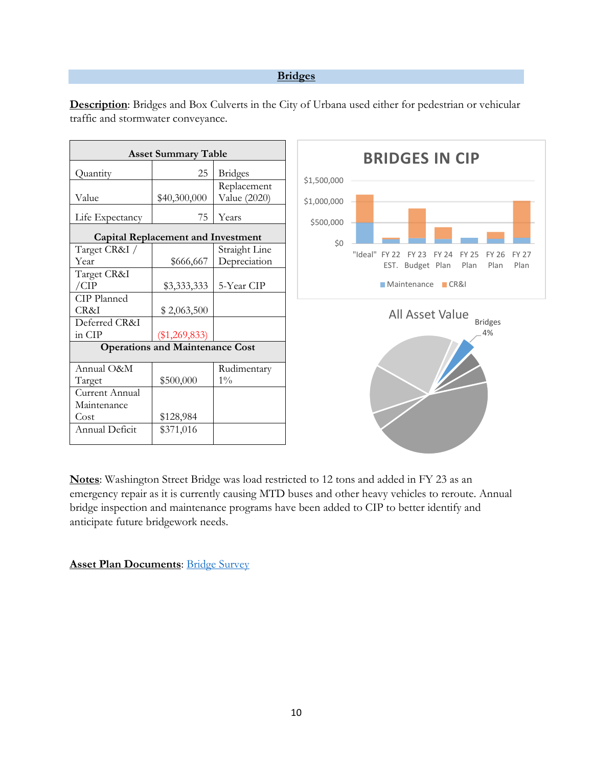## Bridges

**Description**: Bridges and Box Culverts in the City of Urbana used either for pedestrian or vehicular traffic and stormwater conveyance.

| Asset Summary Table | | |
|---|---|---|
| Quantity | 25 | Bridges |
| Value | $40,300,000 | Replacement Value (2020) |
| Life Expectancy | 75 | Years |
| **Capital Replacement and Investment** | | |
| Target CR&I / Year | $666,667 | Straight Line Depreciation |
| Target CR&I /CIP | $3,333,333 | 5-Year CIP |
| CIP Planned CR&I | $ 2,063,500 | |
| Deferred CR&I in CIP | ($1,269,833) | |
| **Operations and Maintenance Cost** | | |
| Annual O&M Target | $500,000 | Rudimentary 1% |
| Current Annual Maintenance Cost | $128,984 | |
| Annual Deficit | $371,016 | |

**Notes**: Washington Street Bridge was load restricted to 12 tons and added in FY 23 as an emergency repair as it is currently causing MTD buses and other heavy vehicles to reroute. Annual bridge inspection and maintenance programs have been added to CIP to better identify and anticipate future bridgework needs.

**Asset Plan Documents**: [Bridge Survey]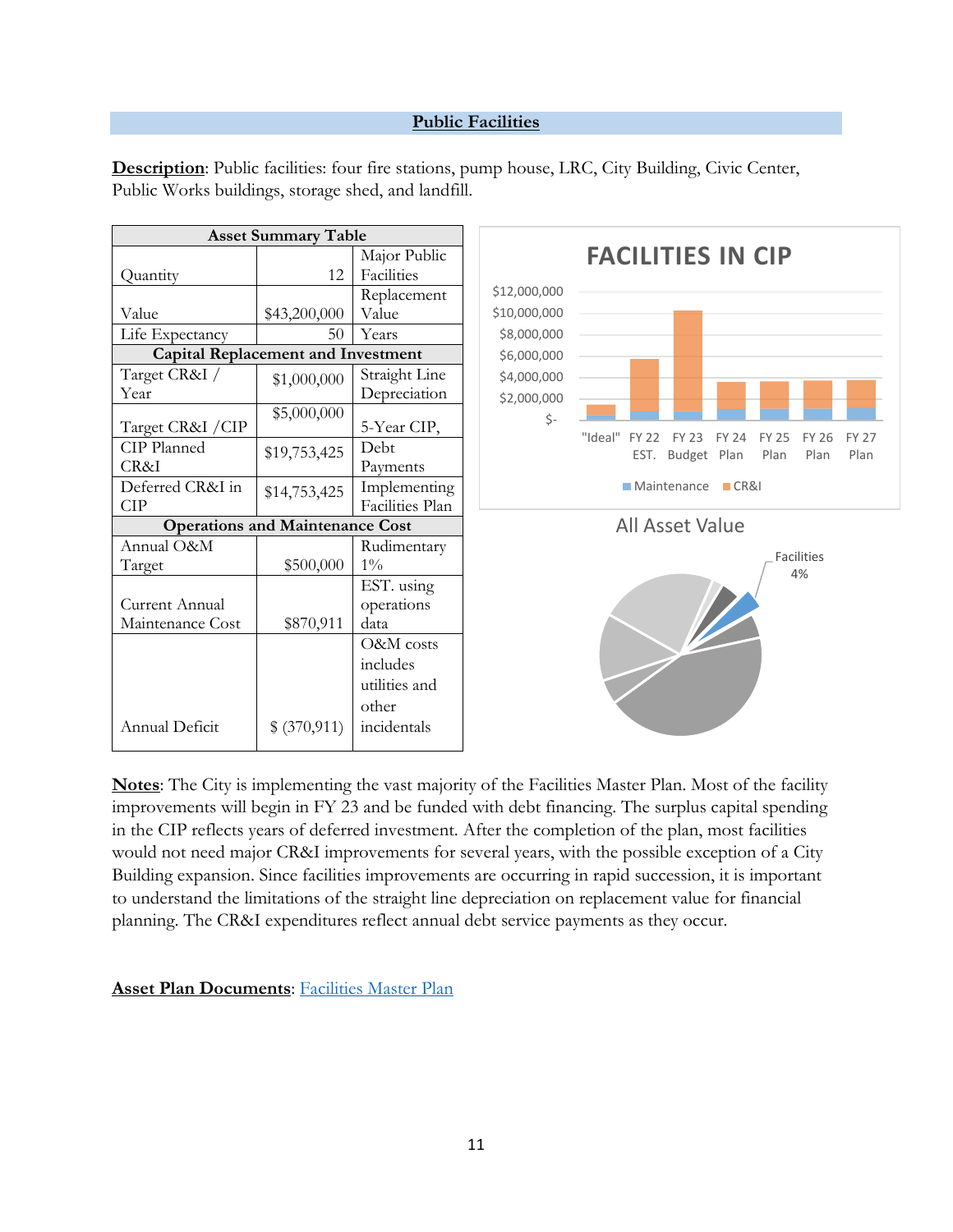## Public Facilities

**Description**: Public facilities: four fire stations, pump house, LRC, City Building, Civic Center, Public Works buildings, storage shed, and landfill.

| Asset Summary Table | | |
|---|---|---|
| Quantity | 12 | Major Public Facilities |
| Value | $43,200,000 | Replacement Value |
| Life Expectancy | 50 | Years |
| **Capital Replacement and Investment** | | |
| Target CR&I / Year | $1,000,000 | Straight Line Depreciation |
| Target CR&I /CIP | $5,000,000 | 5-Year CIP, |
| CIP Planned CR&I | $19,753,425 | Debt Payments |
| Deferred CR&I in CIP | $14,753,425 | Implementing Facilities Plan |
| **Operations and Maintenance Cost** | | |
| Annual O&M Target | $500,000 | Rudimentary 1% |
| Current Annual Maintenance Cost | $870,911 | EST. using operations data |
| Annual Deficit | $ (370,911) | O&M costs includes utilities and other incidentals |

FACILITIES IN CIP

All Asset Value

Facilities 4%

**Notes**: The City is implementing the vast majority of the Facilities Master Plan. Most of the facility improvements will begin in FY 23 and be funded with debt financing. The surplus capital spending in the CIP reflects years of deferred investment. After the completion of the plan, most facilities would not need major CR&I improvements for several years, with the possible exception of a City Building expansion. Since facilities improvements are occurring in rapid succession, it is important to understand the limitations of the straight line depreciation on replacement value for financial planning. The CR&I expenditures reflect annual debt service payments as they occur.

**Asset Plan Documents**: Facilities Master Plan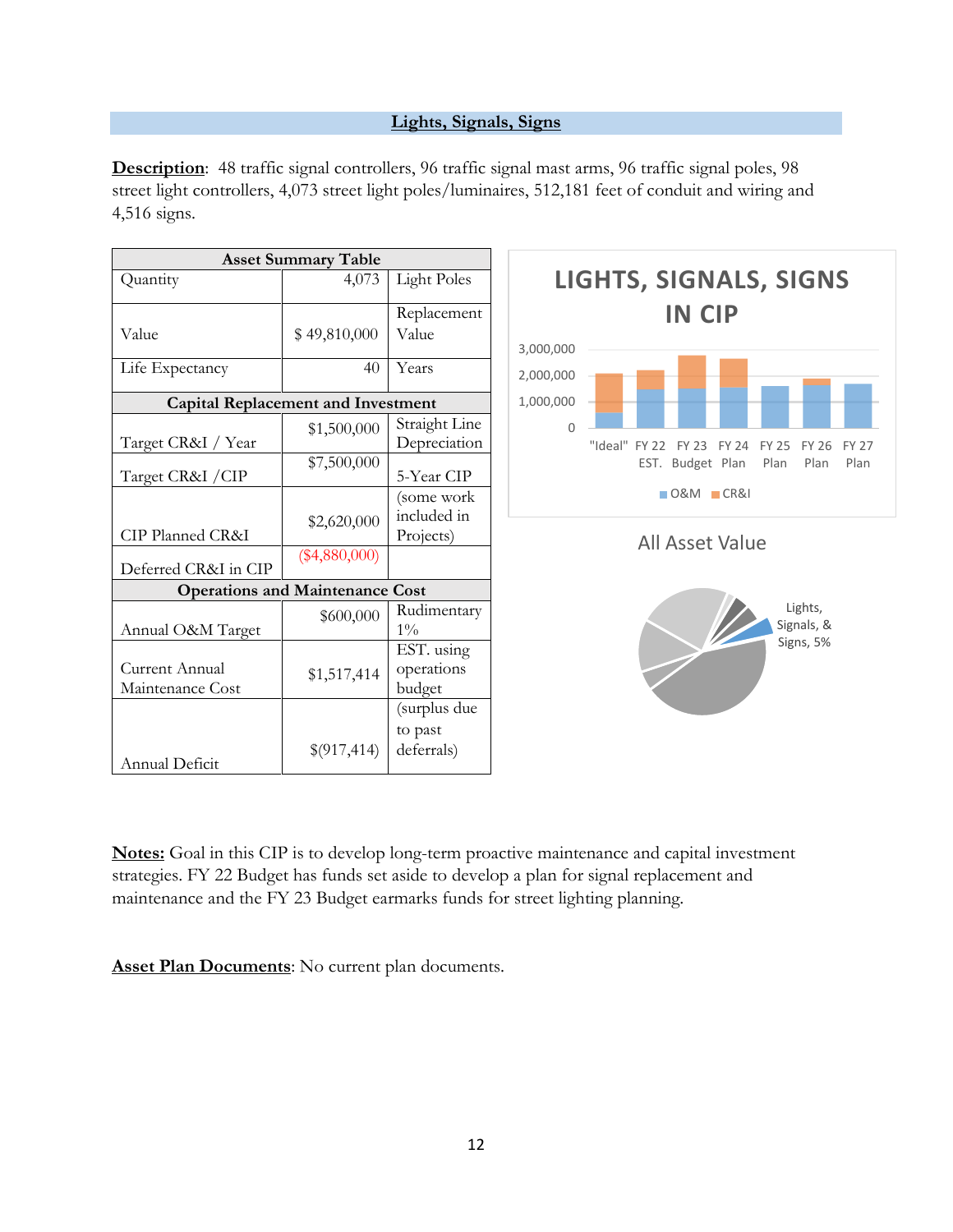## **Lights, Signals, Signs**

**Description**: 48 traffic signal controllers, 96 traffic signal mast arms, 96 traffic signal poles, 98 street light controllers, 4,073 street light poles/luminaires, 512,181 feet of conduit and wiring and 4,516 signs.

| Asset Summary Table | | |
|---|---|---|
| Quantity | 4,073 | Light Poles |
| Value | $ 49,810,000 | Replacement Value |
| Life Expectancy | 40 | Years |
| **Capital Replacement and Investment** | | |
| Target CR&I / Year | $1,500,000 | Straight Line Depreciation |
| Target CR&I /CIP | $7,500,000 | 5-Year CIP |
| CIP Planned CR&I | $2,620,000 | (some work included in Projects) |
| Deferred CR&I in CIP | ($4,880,000) | |
| **Operations and Maintenance Cost** | | |
| Annual O&M Target | $600,000 | Rudimentary 1% |
| Current Annual Maintenance Cost | $1,517,414 | EST. using operations budget |
| Annual Deficit | $(917,414) | (surplus due to past deferrals) |

**LIGHTS, SIGNALS, SIGNS IN CIP**

"Ideal" | FY 22 EST. | FY 23 Budget | FY 24 Plan | FY 25 Plan | FY 26 Plan | FY 27 Plan

O&M | CR&I

**All Asset Value**

Lights, Signals, & Signs, 5%

**Notes:** Goal in this CIP is to develop long-term proactive maintenance and capital investment strategies. FY 22 Budget has funds set aside to develop a plan for signal replacement and maintenance and the FY 23 Budget earmarks funds for street lighting planning.

**Asset Plan Documents**: No current plan documents.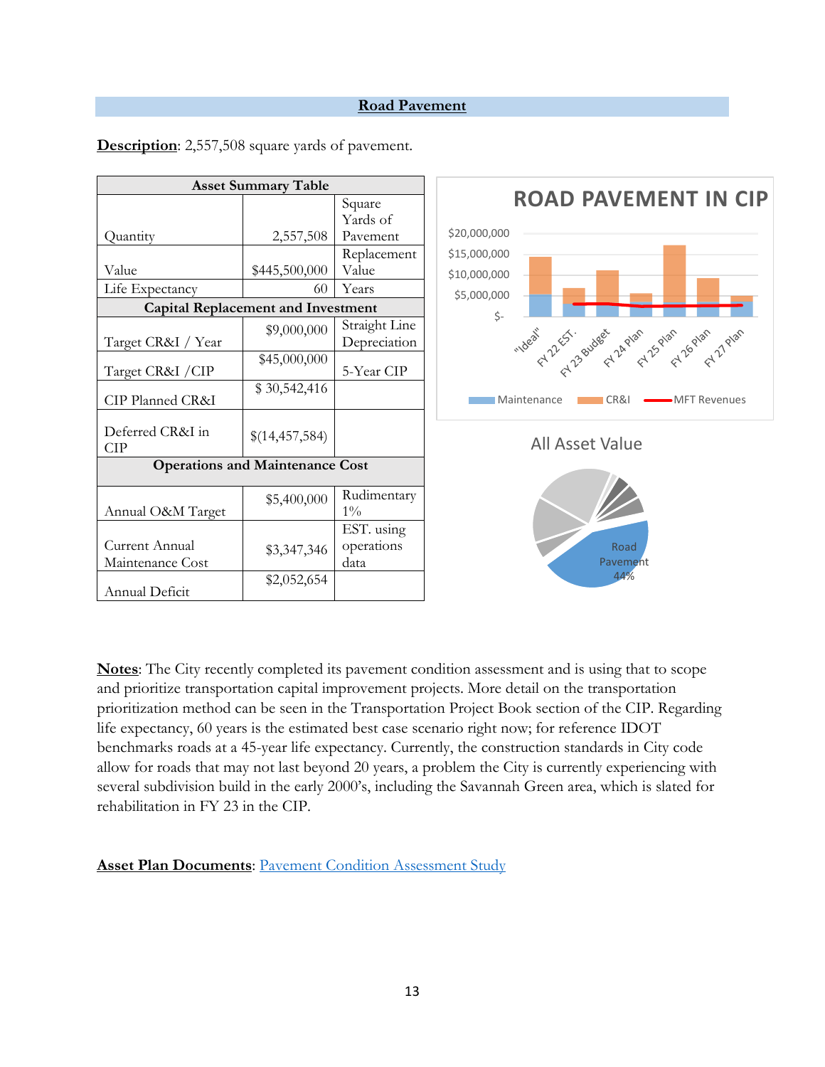## Road Pavement

**Description**: 2,557,508 square yards of pavement.

| Asset Summary Table | | |
|---|---|---|
| Quantity | 2,557,508 | Square Yards of Pavement |
| Value | $445,500,000 | Replacement Value |
| Life Expectancy | 60 | Years |
| **Capital Replacement and Investment** | | |
| Target CR&I / Year | $9,000,000 | Straight Line Depreciation |
| Target CR&I /CIP | $45,000,000 | 5-Year CIP |
| CIP Planned CR&I | $ 30,542,416 | |
| Deferred CR&I in CIP | $(14,457,584) | |
| **Operations and Maintenance Cost** | | |
| Annual O&M Target | $5,400,000 | Rudimentary 1% |
| Current Annual Maintenance Cost | $3,347,346 | EST. using operations data |
| Annual Deficit | $2,052,654 | |

ROAD PAVEMENT IN CIP

All Asset Value

**Notes**: The City recently completed its pavement condition assessment and is using that to scope and prioritize transportation capital improvement projects. More detail on the transportation prioritization method can be seen in the Transportation Project Book section of the CIP. Regarding life expectancy, 60 years is the estimated best case scenario right now; for reference IDOT benchmarks roads at a 45-year life expectancy. Currently, the construction standards in City code allow for roads that may not last beyond 20 years, a problem the City is currently experiencing with several subdivision build in the early 2000's, including the Savannah Green area, which is slated for rehabilitation in FY 23 in the CIP.

**Asset Plan Documents**: Pavement Condition Assessment Study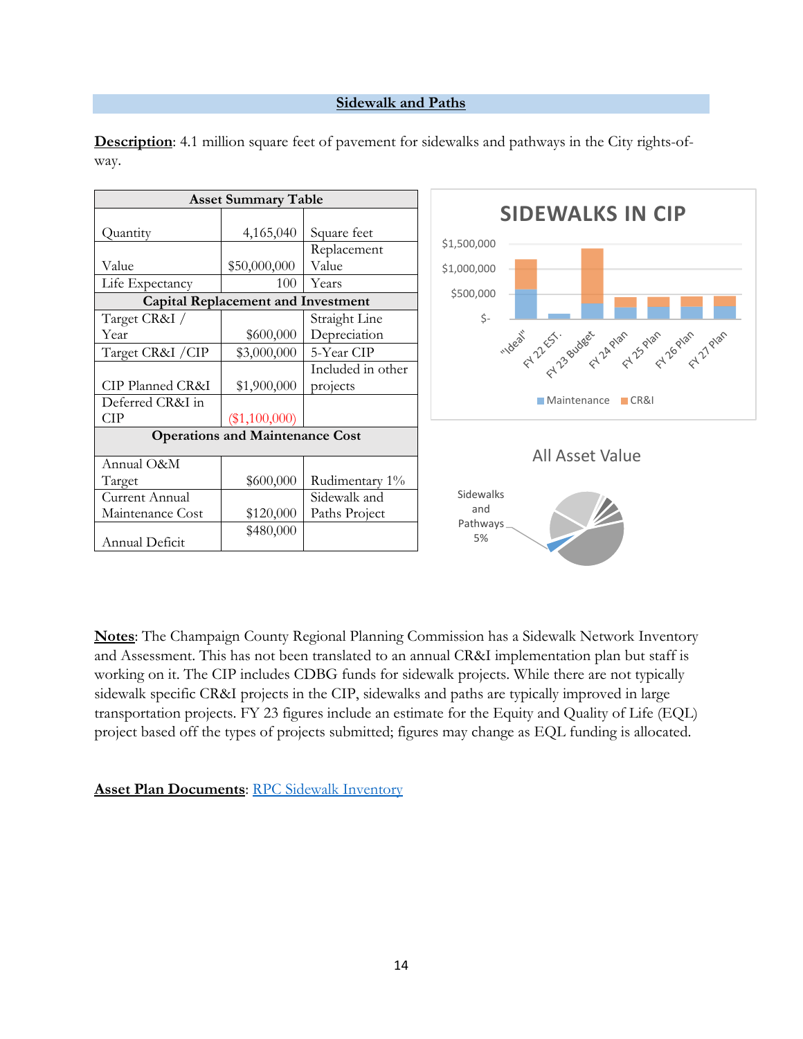## Sidewalk and Paths

**Description**: 4.1 million square feet of pavement for sidewalks and pathways in the City rights-of-way.

| Asset Summary Table | | |
|---|---|---|
| Quantity | 4,165,040 | Square feet |
| Value | $50,000,000 | Replacement Value |
| Life Expectancy | 100 | Years |
| **Capital Replacement and Investment** | | |
| Target CR&I / Year | $600,000 | Straight Line Depreciation |
| Target CR&I /CIP | $3,000,000 | 5-Year CIP |
| CIP Planned CR&I | $1,900,000 | Included in other projects |
| Deferred CR&I in CIP | ($1,100,000) | |
| **Operations and Maintenance Cost** | | |
| Annual O&M Target | $600,000 | Rudimentary 1% |
| Current Annual Maintenance Cost | $120,000 | Sidewalk and Paths Project |
| Annual Deficit | $480,000 | |

**SIDEWALKS IN CIP**

$1,500,000 / $1,000,000 / $500,000 / $-

"Ideal" | FY 22 EST. | FY 23 Budget | FY 24 Plan | FY 25 Plan | FY 26 Plan | FY 27 Plan

Maintenance | CR&I

**All Asset Value**

Sidewalks and Pathways 5%

**Notes**: The Champaign County Regional Planning Commission has a Sidewalk Network Inventory and Assessment. This has not been translated to an annual CR&I implementation plan but staff is working on it. The CIP includes CDBG funds for sidewalk projects. While there are not typically sidewalk specific CR&I projects in the CIP, sidewalks and paths are typically improved in large transportation projects. FY 23 figures include an estimate for the Equity and Quality of Life (EQL) project based off the types of projects submitted; figures may change as EQL funding is allocated.

**Asset Plan Documents**: RPC Sidewalk Inventory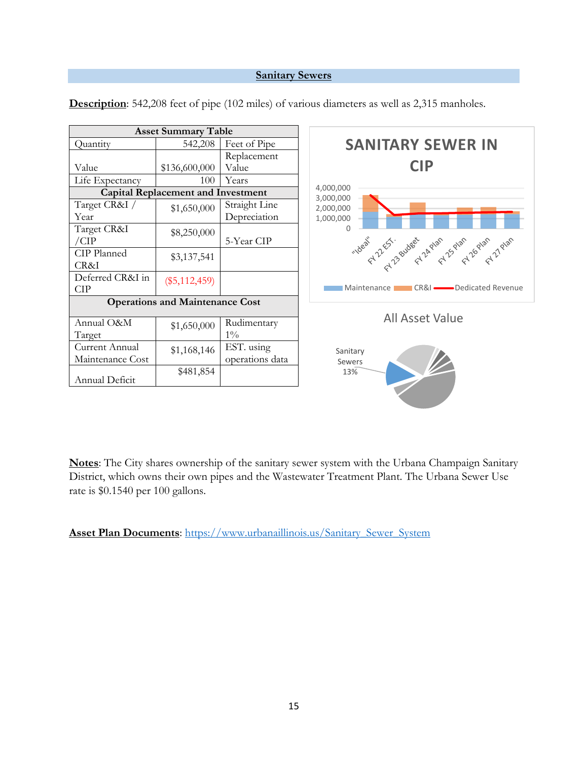## Sanitary Sewers

**Description**: 542,208 feet of pipe (102 miles) of various diameters as well as 2,315 manholes.

| Asset Summary Table | | |
|---|---|---|
| Quantity | 542,208 | Feet of Pipe |
| Value | $136,600,000 | Replacement Value |
| Life Expectancy | 100 | Years |
| **Capital Replacement and Investment** | | |
| Target CR&I / Year | $1,650,000 | Straight Line Depreciation |
| Target CR&I /CIP | $8,250,000 | 5-Year CIP |
| CIP Planned CR&I | $3,137,541 | |
| Deferred CR&I in CIP | ($5,112,459) | |
| **Operations and Maintenance Cost** | | |
| Annual O&M Target | $1,650,000 | Rudimentary 1% |
| Current Annual Maintenance Cost | $1,168,146 | EST. using operations data |
| Annual Deficit | $481,854 | |

SANITARY SEWER IN CIP

All Asset Value

Sanitary Sewers 13%

**Notes**: The City shares ownership of the sanitary sewer system with the Urbana Champaign Sanitary District, which owns their own pipes and the Wastewater Treatment Plant. The Urbana Sewer Use rate is $0.1540 per 100 gallons.

**Asset Plan Documents**: https://www.urbanaillinois.us/Sanitary_Sewer_System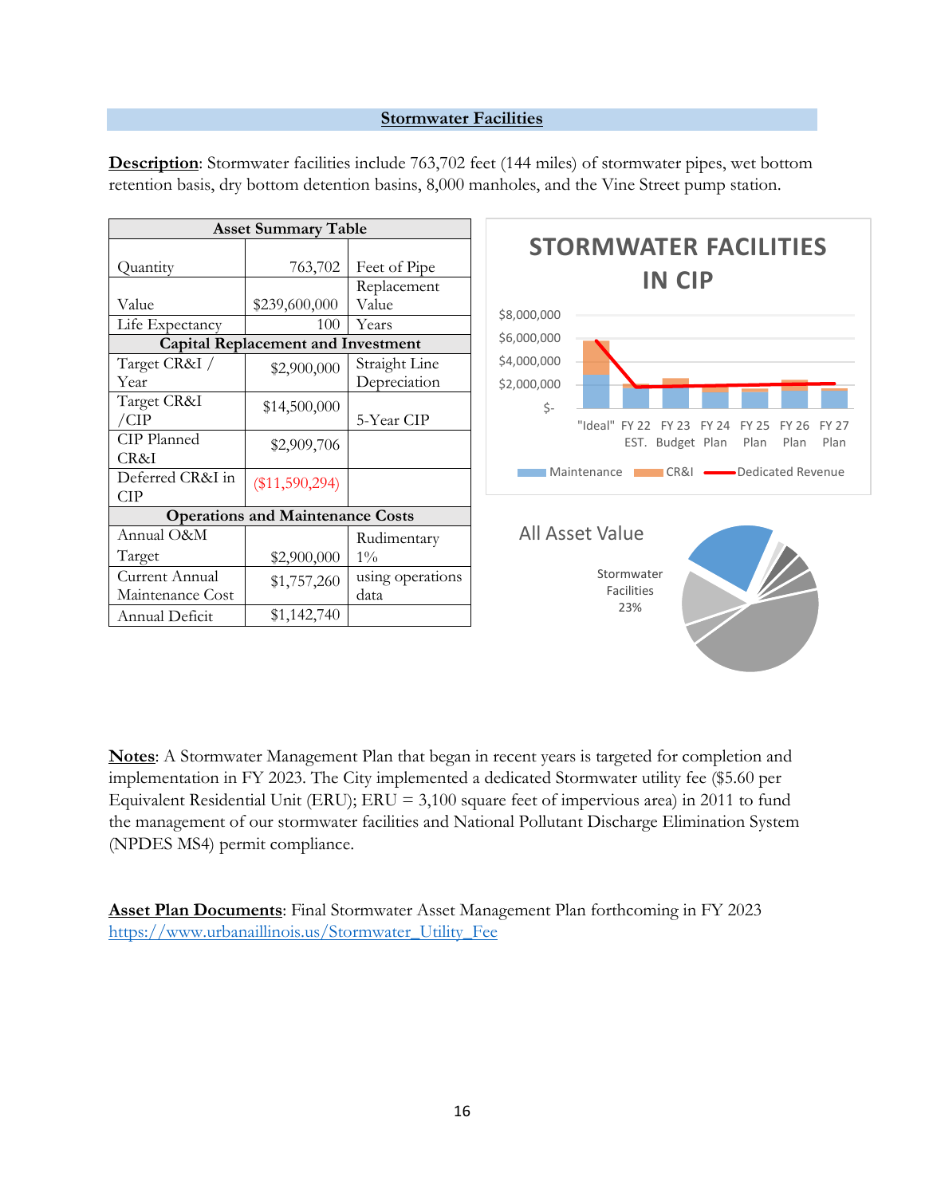## Stormwater Facilities

**Description**: Stormwater facilities include 763,702 feet (144 miles) of stormwater pipes, wet bottom retention basis, dry bottom detention basins, 8,000 manholes, and the Vine Street pump station.

| Asset Summary Table | | |
|---|---|---|
| Quantity | 763,702 | Feet of Pipe |
| Value | $239,600,000 | Replacement Value |
| Life Expectancy | 100 | Years |
| **Capital Replacement and Investment** | | |
| Target CR&I / Year | $2,900,000 | Straight Line Depreciation |
| Target CR&I /CIP | $14,500,000 | 5-Year CIP |
| CIP Planned CR&I | $2,909,706 | |
| Deferred CR&I in CIP | ($11,590,294) | |
| **Operations and Maintenance Costs** | | |
| Annual O&M Target | $2,900,000 | Rudimentary 1% |
| Current Annual Maintenance Cost | $1,757,260 | using operations data |
| Annual Deficit | $1,142,740 | |

**STORMWATER FACILITIES IN CIP**

(Chart: $- to $8,000,000; categories "Ideal", FY 22 EST., FY 23 Budget, FY 24 Plan, FY 25 Plan, FY 26 Plan, FY 27 Plan; legend: Maintenance, CR&I, Dedicated Revenue)

**All Asset Value**

Stormwater Facilities 23%

**Notes**: A Stormwater Management Plan that began in recent years is targeted for completion and implementation in FY 2023. The City implemented a dedicated Stormwater utility fee ($5.60 per Equivalent Residential Unit (ERU); ERU = 3,100 square feet of impervious area) in 2011 to fund the management of our stormwater facilities and National Pollutant Discharge Elimination System (NPDES MS4) permit compliance.

**Asset Plan Documents**: Final Stormwater Asset Management Plan forthcoming in FY 2023
https://www.urbanaillinois.us/Stormwater_Utility_Fee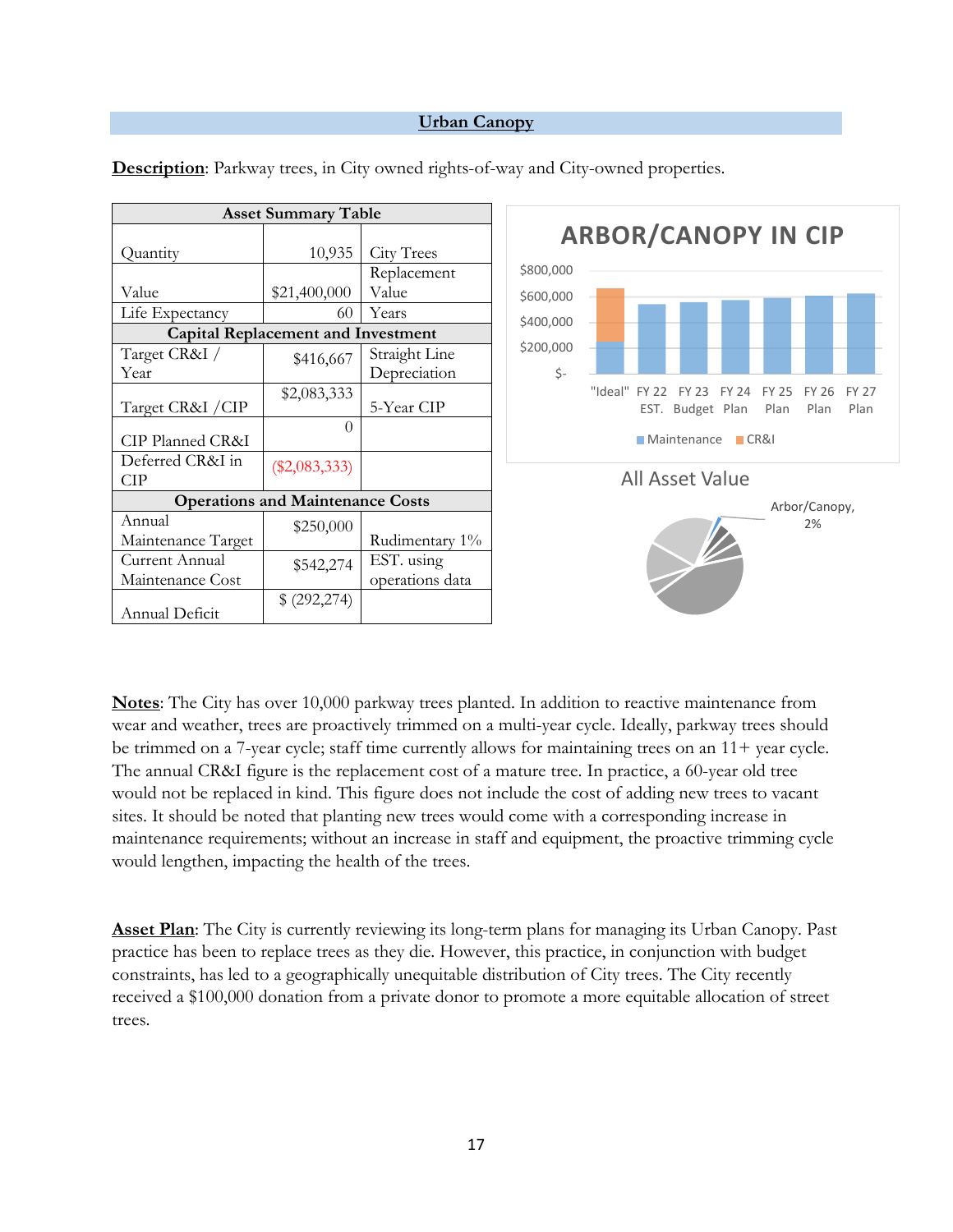## Urban Canopy

**Description**: Parkway trees, in City owned rights-of-way and City-owned properties.

| Asset Summary Table | | |
|---|---|---|
| Quantity | 10,935 | City Trees |
| Value | $21,400,000 | Replacement Value |
| Life Expectancy | 60 | Years |
| **Capital Replacement and Investment** | | |
| Target CR&I / Year | $416,667 | Straight Line Depreciation |
| Target CR&I /CIP | $2,083,333 | 5-Year CIP |
| CIP Planned CR&I | 0 | |
| Deferred CR&I in CIP | ($2,083,333) | |
| **Operations and Maintenance Costs** | | |
| Annual Maintenance Target | $250,000 | Rudimentary 1% |
| Current Annual Maintenance Cost | $542,274 | EST. using operations data |
| Annual Deficit | $ (292,274) | |

ARBOR/CANOPY IN CIP

$800,000
$600,000
$400,000
$200,000
$-

"Ideal" FY 22 EST. FY 23 Budget FY 24 Plan FY 25 Plan FY 26 Plan FY 27 Plan

Maintenance CR&I

All Asset Value

Arbor/Canopy, 2%

**Notes**: The City has over 10,000 parkway trees planted. In addition to reactive maintenance from wear and weather, trees are proactively trimmed on a multi-year cycle. Ideally, parkway trees should be trimmed on a 7-year cycle; staff time currently allows for maintaining trees on an 11+ year cycle. The annual CR&I figure is the replacement cost of a mature tree. In practice, a 60-year old tree would not be replaced in kind. This figure does not include the cost of adding new trees to vacant sites. It should be noted that planting new trees would come with a corresponding increase in maintenance requirements; without an increase in staff and equipment, the proactive trimming cycle would lengthen, impacting the health of the trees.

**Asset Plan**: The City is currently reviewing its long-term plans for managing its Urban Canopy. Past practice has been to replace trees as they die. However, this practice, in conjunction with budget constraints, has led to a geographically unequitable distribution of City trees. The City recently received a $100,000 donation from a private donor to promote a more equitable allocation of street trees.